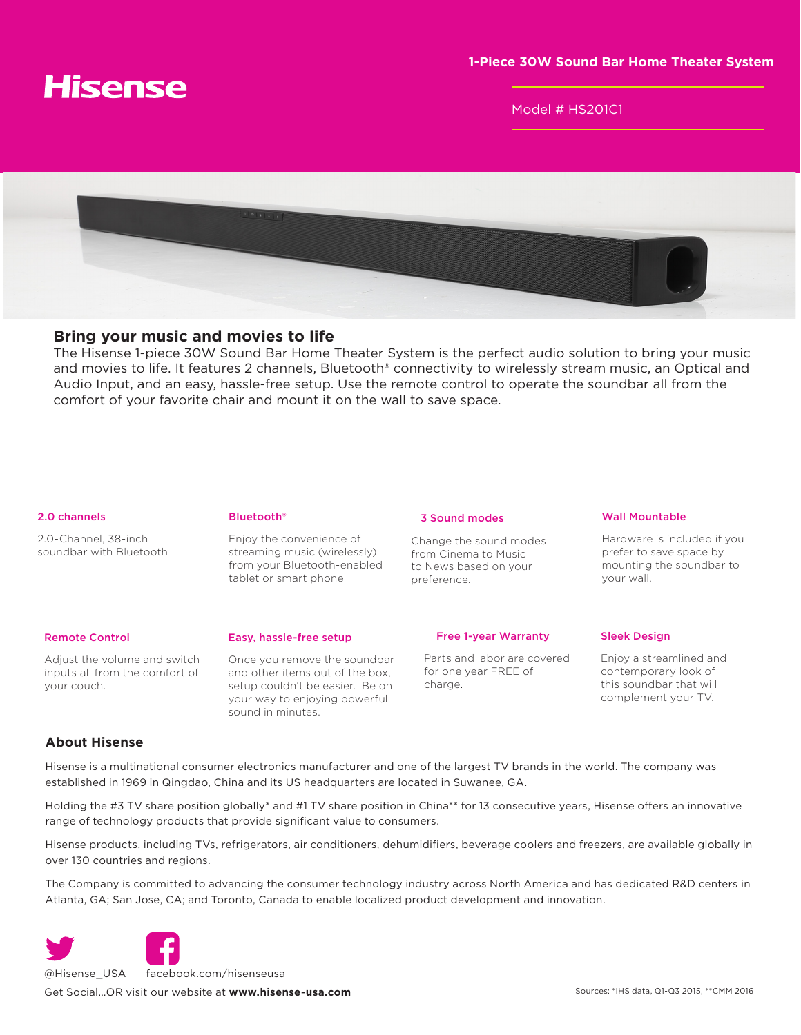# Hisense

**1-Piece 30W Sound Bar Home Theater System**

Model # HS201C1

## Bring your music and movies to life

The Hisense 1-piece 30W Sound Bar Home Theater System is the perfect audio solution to bring your music and movies to life. It features 2 channels, Bluetooth® connectivity to wirelessly stream music, an Optical and Audio Input, and an easy, hassle-free setup. Use the remote control to operate the soundbar all from the comfort of your favorite chair and mount it on the wall to save space.

---

### 2.0 channels

2.0-Channel, 38-inch soundbar with Bluetooth

### Bluetooth®

Enjoy the convenience of streaming music (wirelessly) from your Bluetooth-enabled tablet or smart phone.

### 3 Sound modes

Change the sound modes from Cinema to Music to News based on your preference.

### Wall Mountable

Hardware is included if you prefer to save space by mounting the soundbar to your wall.

### Remote Control

Adjust the volume and switch inputs all from the comfort of your couch.

### Easy, hassle-free setup

Once you remove the soundbar and other items out of the box, setup couldn't be easier. Be on your way to enjoying powerful sound in minutes.

### Free 1-year Warranty

Parts and labor are covered for one year FREE of charge.

### Sleek Design

Enjoy a streamlined and contemporary look of this soundbar that will complement your TV.

## About Hisense

Hisense is a multinational consumer electronics manufacturer and one of the largest TV brands in the world. The company was established in 1969 in Qingdao, China and its US headquarters are located in Suwanee, GA.

Holding the #3 TV share position globally* and #1 TV share position in China** for 13 consecutive years, Hisense offers an innovative range of technology products that provide significant value to consumers.

Hisense products, including TVs, refrigerators, air conditioners, dehumidifiers, beverage coolers and freezers, are available globally in over 130 countries and regions.

The Company is committed to advancing the consumer technology industry across North America and has dedicated R&D centers in Atlanta, GA; San Jose, CA; and Toronto, Canada to enable localized product development and innovation.

@Hisense_USA    facebook.com/hisenseusa

Get Social...OR visit our website at **www.hisense-usa.com**

Sources: *IHS data, Q1-Q3 2015, **CMM 2016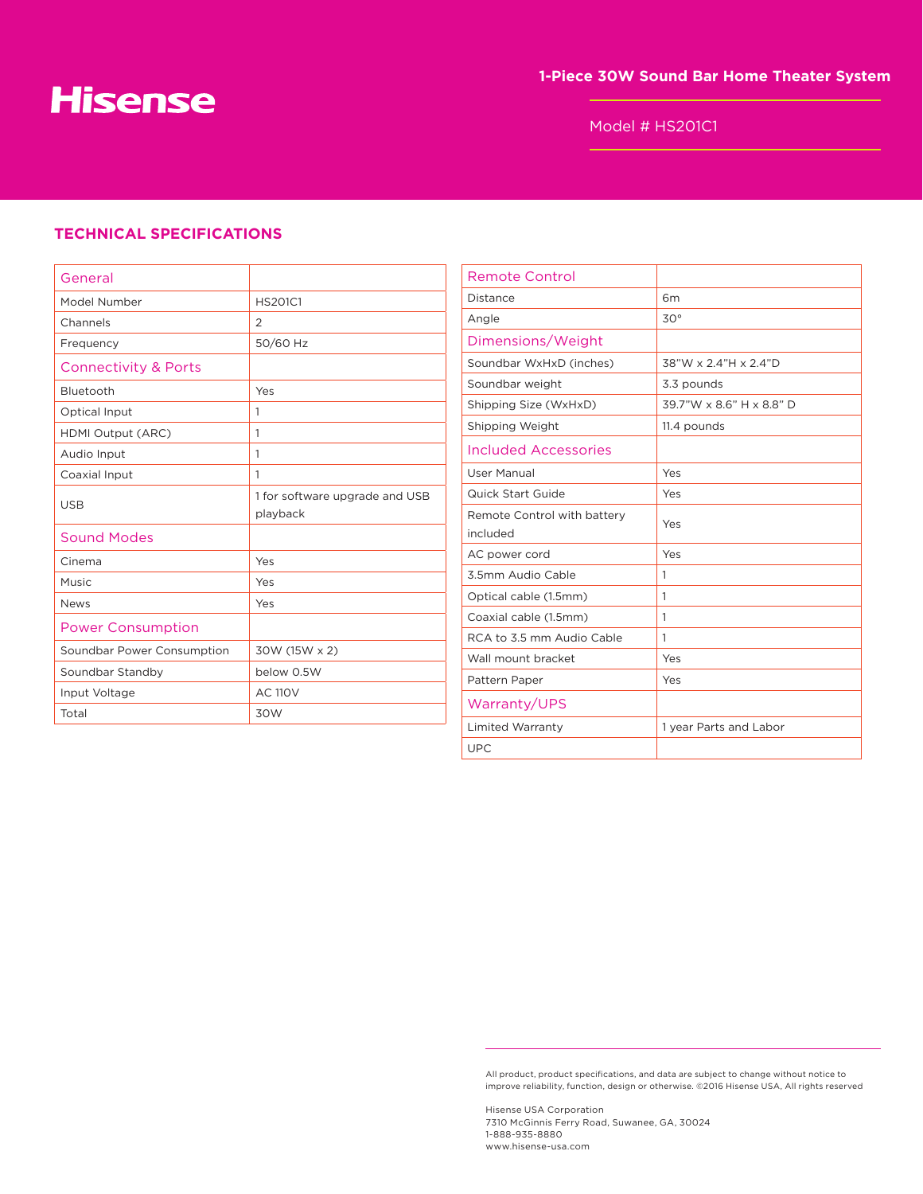Hisense

# 1-Piece 30W Sound Bar Home Theater System

Model # HS201C1

## TECHNICAL SPECIFICATIONS

| | |
|---|---|
| **General** | |
| Model Number | HS201C1 |
| Channels | 2 |
| Frequency | 50/60 Hz |
| **Connectivity & Ports** | |
| Bluetooth | Yes |
| Optical Input | 1 |
| HDMI Output (ARC) | 1 |
| Audio Input | 1 |
| Coaxial Input | 1 |
| USB | 1 for software upgrade and USB playback |
| **Sound Modes** | |
| Cinema | Yes |
| Music | Yes |
| News | Yes |
| **Power Consumption** | |
| Soundbar Power Consumption | 30W (15W x 2) |
| Soundbar Standby | below 0.5W |
| Input Voltage | AC 110V |
| Total | 30W |

| | |
|---|---|
| **Remote Control** | |
| Distance | 6m |
| Angle | 30° |
| **Dimensions/Weight** | |
| Soundbar WxHxD (inches) | 38"W x 2.4"H x 2.4"D |
| Soundbar weight | 3.3 pounds |
| Shipping Size (WxHxD) | 39.7"W x 8.6" H x 8.8" D |
| Shipping Weight | 11.4 pounds |
| **Included Accessories** | |
| User Manual | Yes |
| Quick Start Guide | Yes |
| Remote Control with battery included | Yes |
| AC power cord | Yes |
| 3.5mm Audio Cable | 1 |
| Optical cable (1.5mm) | 1 |
| Coaxial cable (1.5mm) | 1 |
| RCA to 3.5 mm Audio Cable | 1 |
| Wall mount bracket | Yes |
| Pattern Paper | Yes |
| **Warranty/UPS** | |
| Limited Warranty | 1 year Parts and Labor |
| UPC | |

All product, product specifications, and data are subject to change without notice to improve reliability, function, design or otherwise. ©2016 Hisense USA, All rights reserved

Hisense USA Corporation
7310 McGinnis Ferry Road, Suwanee, GA, 30024
1-888-935-8880
www.hisense-usa.com